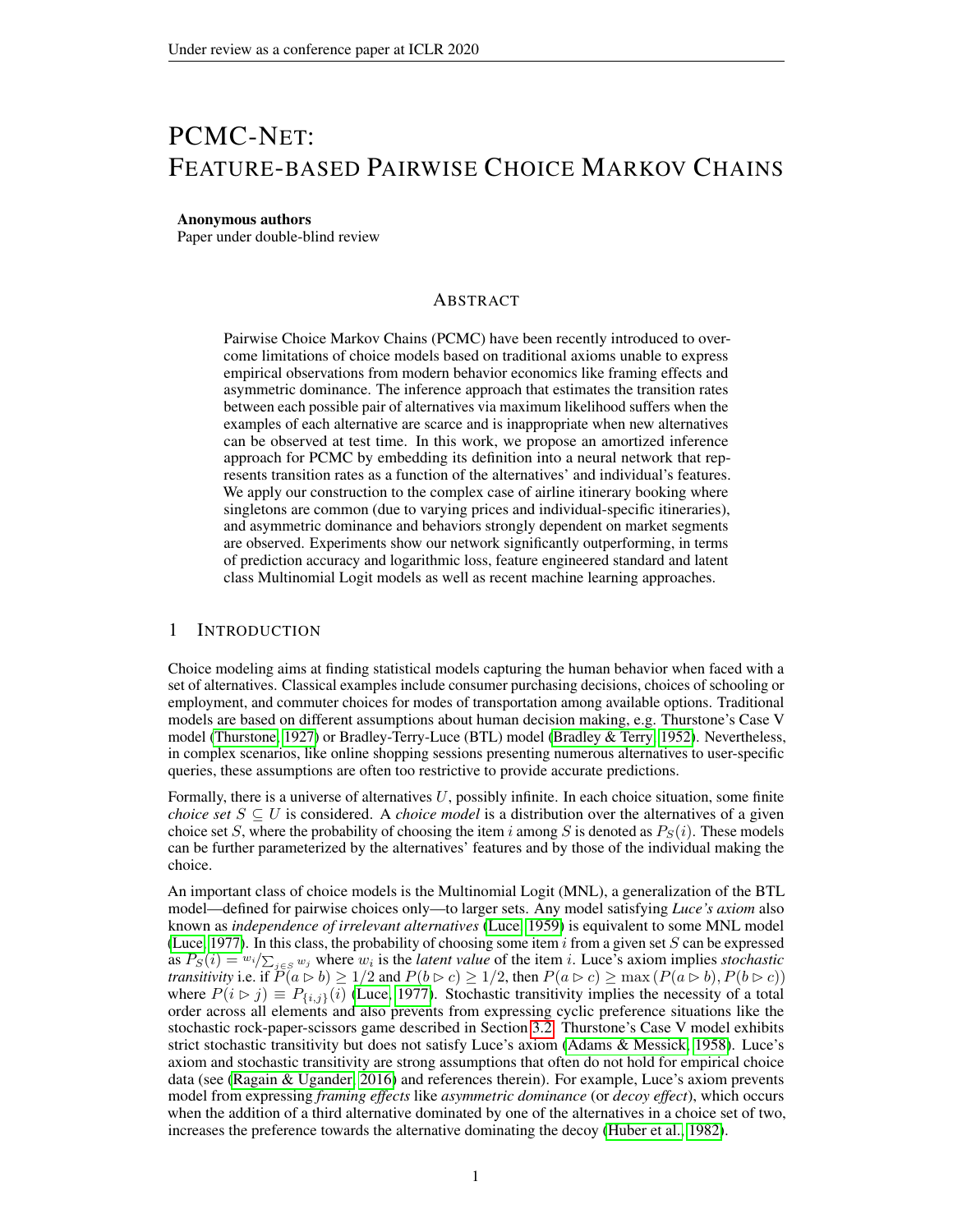# PCMC-NET: FEATURE-BASED PAIRWISE CHOICE MARKOV CHAINS

**Anonymous authors**
Paper under double-blind review

## ABSTRACT

Pairwise Choice Markov Chains (PCMC) have been recently introduced to overcome limitations of choice models based on traditional axioms unable to express empirical observations from modern behavior economics like framing effects and asymmetric dominance. The inference approach that estimates the transition rates between each possible pair of alternatives via maximum likelihood suffers when the examples of each alternative are scarce and is inappropriate when new alternatives can be observed at test time. In this work, we propose an amortized inference approach for PCMC by embedding its definition into a neural network that represents transition rates as a function of the alternatives' and individual's features. We apply our construction to the complex case of airline itinerary booking where singletons are common (due to varying prices and individual-specific itineraries), and asymmetric dominance and behaviors strongly dependent on market segments are observed. Experiments show our network significantly outperforming, in terms of prediction accuracy and logarithmic loss, feature engineered standard and latent class Multinomial Logit models as well as recent machine learning approaches.

## 1 INTRODUCTION

Choice modeling aims at finding statistical models capturing the human behavior when faced with a set of alternatives. Classical examples include consumer purchasing decisions, choices of schooling or employment, and commuter choices for modes of transportation among available options. Traditional models are based on different assumptions about human decision making, e.g. Thurstone's Case V model (Thurstone, 1927) or Bradley-Terry-Luce (BTL) model (Bradley & Terry, 1952). Nevertheless, in complex scenarios, like online shopping sessions presenting numerous alternatives to user-specific queries, these assumptions are often too restrictive to provide accurate predictions.

Formally, there is a universe of alternatives $U$, possibly infinite. In each choice situation, some finite *choice set* $S \subseteq U$ is considered. A *choice model* is a distribution over the alternatives of a given choice set $S$, where the probability of choosing the item $i$ among $S$ is denoted as $P_S(i)$. These models can be further parameterized by the alternatives' features and by those of the individual making the choice.

An important class of choice models is the Multinomial Logit (MNL), a generalization of the BTL model—defined for pairwise choices only—to larger sets. Any model satisfying *Luce's axiom* also known as *independence of irrelevant alternatives* (Luce, 1959) is equivalent to some MNL model (Luce, 1977). In this class, the probability of choosing some item $i$ from a given set $S$ can be expressed as $P_S(i) = w_i / \sum_{j \in S} w_j$ where $w_i$ is the *latent value* of the item $i$. Luce's axiom implies *stochastic transitivity* i.e. if $P(a \rhd b) \geq 1/2$ and $P(b \rhd c) \geq 1/2$, then $P(a \rhd c) \geq \max\left(P(a \rhd b), P(b \rhd c)\right)$ where $P(i \rhd j) \equiv P_{\{i,j\}}(i)$ (Luce, 1977). Stochastic transitivity implies the necessity of a total order across all elements and also prevents from expressing cyclic preference situations like the stochastic rock-paper-scissors game described in Section 3.2. Thurstone's Case V model exhibits strict stochastic transitivity but does not satisfy Luce's axiom (Adams & Messick, 1958). Luce's axiom and stochastic transitivity are strong assumptions that often do not hold for empirical choice data (see (Ragain & Ugander, 2016) and references therein). For example, Luce's axiom prevents model from expressing *framing effects* like *asymmetric dominance* (or *decoy effect*), which occurs when the addition of a third alternative dominated by one of the alternatives in a choice set of two, increases the preference towards the alternative dominating the decoy (Huber et al., 1982).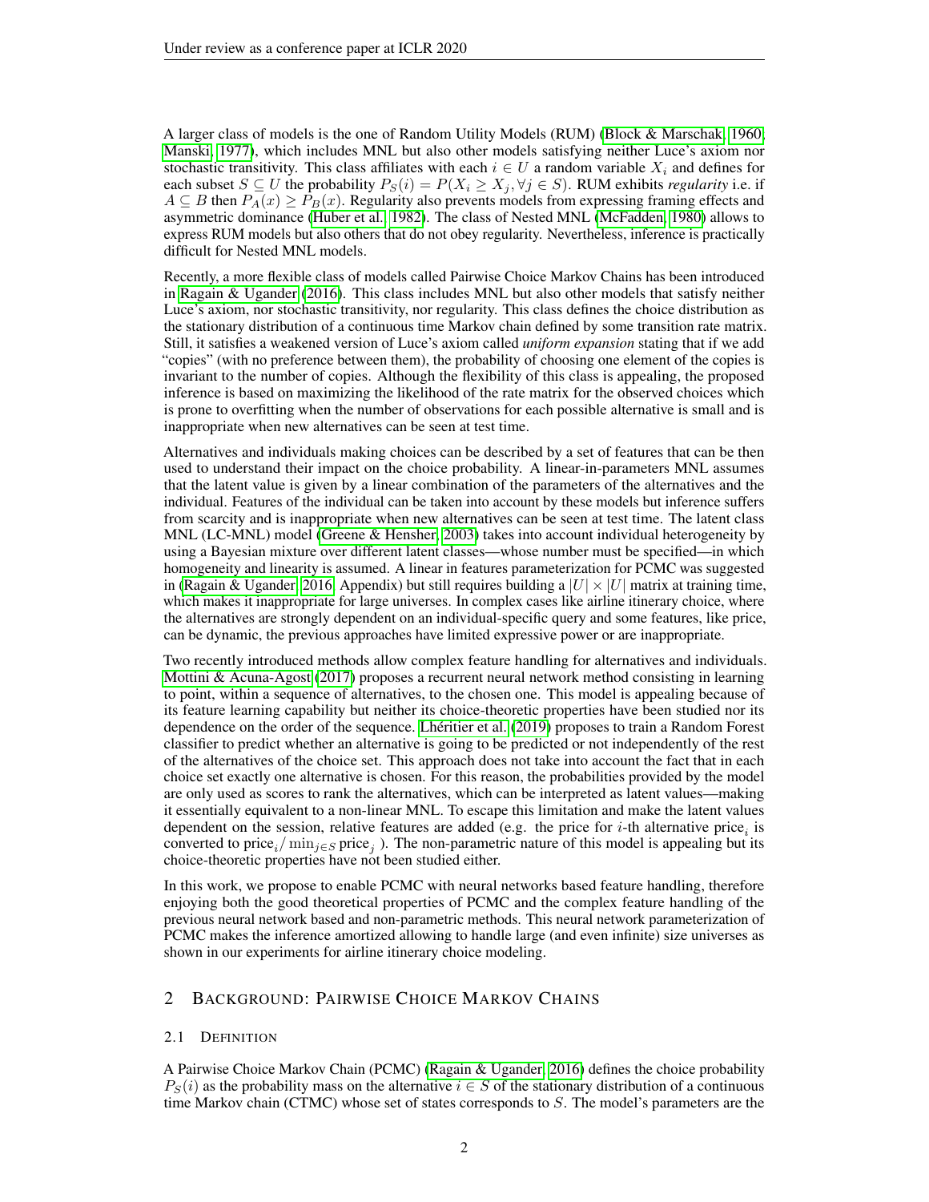A larger class of models is the one of Random Utility Models (RUM) (Block & Marschak, 1960; Manski, 1977), which includes MNL but also other models satisfying neither Luce's axiom nor stochastic transitivity. This class affiliates with each $i \in U$ a random variable $X_i$ and defines for each subset $S \subseteq U$ the probability $P_S(i) = P(X_i \geq X_j, \forall j \in S)$. RUM exhibits *regularity* i.e. if $A \subseteq B$ then $P_A(x) \geq P_B(x)$. Regularity also prevents models from expressing framing effects and asymmetric dominance (Huber et al., 1982). The class of Nested MNL (McFadden, 1980) allows to express RUM models but also others that do not obey regularity. Nevertheless, inference is practically difficult for Nested MNL models.

Recently, a more flexible class of models called Pairwise Choice Markov Chains has been introduced in Ragain & Ugander (2016). This class includes MNL but also other models that satisfy neither Luce's axiom, nor stochastic transitivity, nor regularity. This class defines the choice distribution as the stationary distribution of a continuous time Markov chain defined by some transition rate matrix. Still, it satisfies a weakened version of Luce's axiom called *uniform expansion* stating that if we add "copies" (with no preference between them), the probability of choosing one element of the copies is invariant to the number of copies. Although the flexibility of this class is appealing, the proposed inference is based on maximizing the likelihood of the rate matrix for the observed choices which is prone to overfitting when the number of observations for each possible alternative is small and is inappropriate when new alternatives can be seen at test time.

Alternatives and individuals making choices can be described by a set of features that can be then used to understand their impact on the choice probability. A linear-in-parameters MNL assumes that the latent value is given by a linear combination of the parameters of the alternatives and the individual. Features of the individual can be taken into account by these models but inference suffers from scarcity and is inappropriate when new alternatives can be seen at test time. The latent class MNL (LC-MNL) model (Greene & Hensher, 2003) takes into account individual heterogeneity by using a Bayesian mixture over different latent classes—whose number must be specified—in which homogeneity and linearity is assumed. A linear in features parameterization for PCMC was suggested in (Ragain & Ugander, 2016, Appendix) but still requires building a $|U| \times |U|$ matrix at training time, which makes it inappropriate for large universes. In complex cases like airline itinerary choice, where the alternatives are strongly dependent on an individual-specific query and some features, like price, can be dynamic, the previous approaches have limited expressive power or are inappropriate.

Two recently introduced methods allow complex feature handling for alternatives and individuals. Mottini & Acuna-Agost (2017) proposes a recurrent neural network method consisting in learning to point, within a sequence of alternatives, to the chosen one. This model is appealing because of its feature learning capability but neither its choice-theoretic properties have been studied nor its dependence on the order of the sequence. Lhéritier et al. (2019) proposes to train a Random Forest classifier to predict whether an alternative is going to be predicted or not independently of the rest of the alternatives of the choice set. This approach does not take into account the fact that in each choice set exactly one alternative is chosen. For this reason, the probabilities provided by the model are only used as scores to rank the alternatives, which can be interpreted as latent values—making it essentially equivalent to a non-linear MNL. To escape this limitation and make the latent values dependent on the session, relative features are added (e.g. the price for $i$-th alternative $\text{price}_i$ is converted to $\text{price}_i / \min_{j \in S} \text{price}_j$ ). The non-parametric nature of this model is appealing but its choice-theoretic properties have not been studied either.

In this work, we propose to enable PCMC with neural networks based feature handling, therefore enjoying both the good theoretical properties of PCMC and the complex feature handling of the previous neural network based and non-parametric methods. This neural network parameterization of PCMC makes the inference amortized allowing to handle large (and even infinite) size universes as shown in our experiments for airline itinerary choice modeling.

## 2 Background: Pairwise Choice Markov Chains

### 2.1 Definition

A Pairwise Choice Markov Chain (PCMC) (Ragain & Ugander, 2016) defines the choice probability $P_S(i)$ as the probability mass on the alternative $i \in S$ of the stationary distribution of a continuous time Markov chain (CTMC) whose set of states corresponds to $S$. The model's parameters are the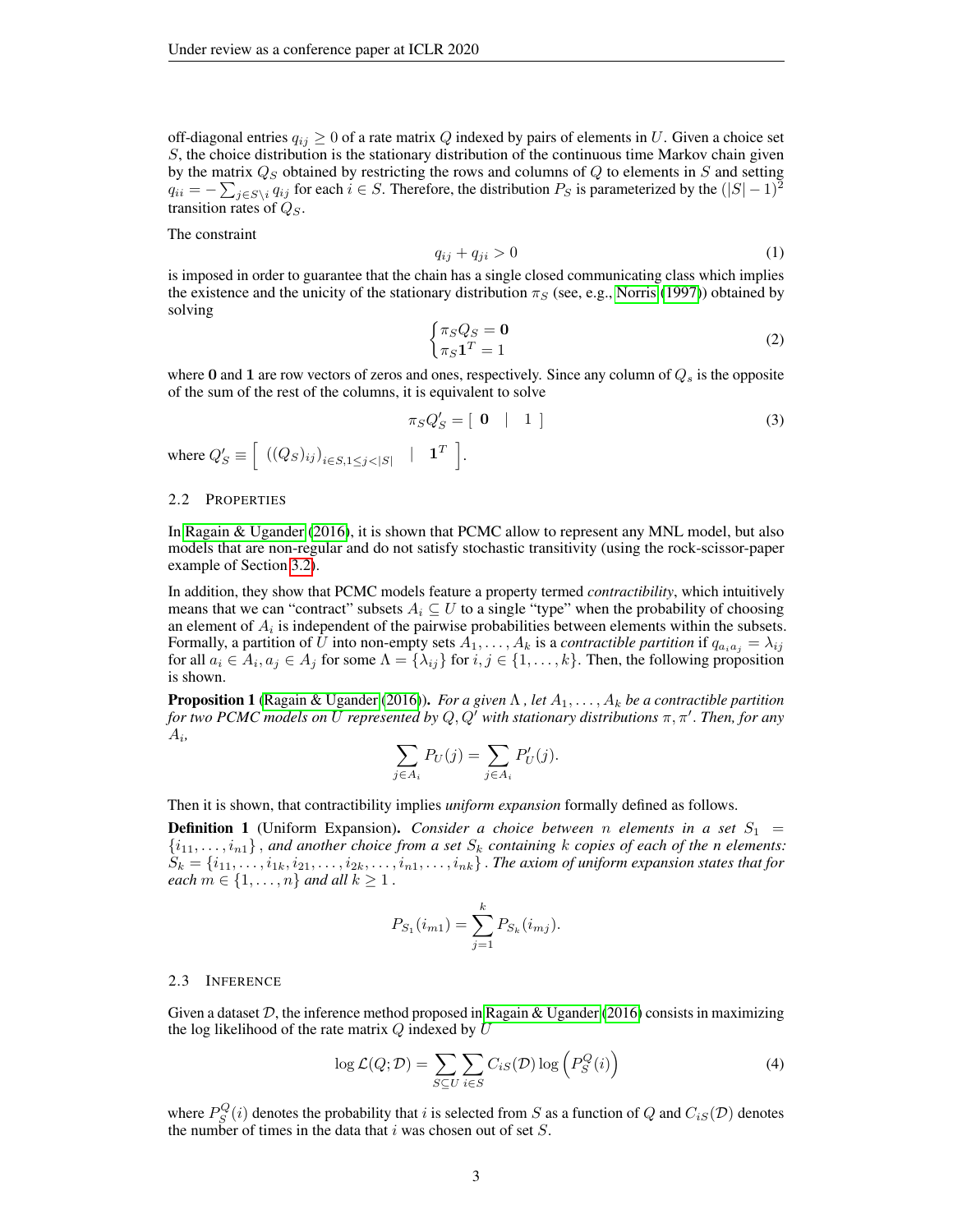off-diagonal entries $q_{ij} \geq 0$ of a rate matrix $Q$ indexed by pairs of elements in $U$. Given a choice set $S$, the choice distribution is the stationary distribution of the continuous time Markov chain given by the matrix $Q_S$ obtained by restricting the rows and columns of $Q$ to elements in $S$ and setting $q_{ii} = -\sum_{j \in S \setminus i} q_{ij}$ for each $i \in S$. Therefore, the distribution $P_S$ is parameterized by the $(|S|-1)^2$ transition rates of $Q_S$.

The constraint

$$q_{ij} + q_{ji} > 0 \tag{1}$$

is imposed in order to guarantee that the chain has a single closed communicating class which implies the existence and the unicity of the stationary distribution $\pi_S$ (see, e.g., Norris (1997)) obtained by solving

$$\begin{cases} \pi_S Q_S = \mathbf{0} \\ \pi_S \mathbf{1}^T = 1 \end{cases} \tag{2}$$

where $\mathbf{0}$ and $\mathbf{1}$ are row vectors of zeros and ones, respectively. Since any column of $Q_s$ is the opposite of the sum of the rest of the columns, it is equivalent to solve

$$\pi_S Q'_S = [\ \mathbf{0} \quad | \quad 1\ ] \tag{3}$$

where $Q'_S \equiv \left[\ ((Q_S)_{ij})_{i \in S, 1 \leq j < |S|} \quad | \quad \mathbf{1}^T\ \right]$.

### 2.2 Properties

In Ragain & Ugander (2016), it is shown that PCMC allow to represent any MNL model, but also models that are non-regular and do not satisfy stochastic transitivity (using the rock-scissor-paper example of Section 3.2).

In addition, they show that PCMC models feature a property termed *contractibility*, which intuitively means that we can "contract" subsets $A_i \subseteq U$ to a single "type" when the probability of choosing an element of $A_i$ is independent of the pairwise probabilities between elements within the subsets. Formally, a partition of $U$ into non-empty sets $A_1, \ldots, A_k$ is a *contractible partition* if $q_{a_i a_j} = \lambda_{ij}$ for all $a_i \in A_i, a_j \in A_j$ for some $\Lambda = \{\lambda_{ij}\}$ for $i, j \in \{1, \ldots, k\}$. Then, the following proposition is shown.

**Proposition 1** (Ragain & Ugander (2016)). *For a given $\Lambda$ , let $A_1, \ldots, A_k$ be a contractible partition for two PCMC models on $U$ represented by $Q, Q'$ with stationary distributions $\pi, \pi'$. Then, for any $A_i$,*

$$\sum_{j \in A_i} P_U(j) = \sum_{j \in A_i} P'_U(j).$$

Then it is shown, that contractibility implies *uniform expansion* formally defined as follows.

**Definition 1** (Uniform Expansion). *Consider a choice between $n$ elements in a set $S_1 = \{i_{11}, \ldots, i_{n1}\}$ , and another choice from a set $S_k$ containing $k$ copies of each of the $n$ elements: $S_k = \{i_{11}, \ldots, i_{1k}, i_{21}, \ldots, i_{2k}, \ldots, i_{n1}, \ldots, i_{nk}\}$ . The axiom of uniform expansion states that for each $m \in \{1, \ldots, n\}$ and all $k \geq 1$ .*

$$P_{S_1}(i_{m1}) = \sum_{j=1}^{k} P_{S_k}(i_{mj}).$$

### 2.3 Inference

Given a dataset $\mathcal{D}$, the inference method proposed in Ragain & Ugander (2016) consists in maximizing the log likelihood of the rate matrix $Q$ indexed by $U$

$$\log \mathcal{L}(Q; \mathcal{D}) = \sum_{S \subseteq U} \sum_{i \in S} C_{iS}(\mathcal{D}) \log \left( P_S^Q(i) \right) \tag{4}$$

where $P_S^Q(i)$ denotes the probability that $i$ is selected from $S$ as a function of $Q$ and $C_{iS}(\mathcal{D})$ denotes the number of times in the data that $i$ was chosen out of set $S$.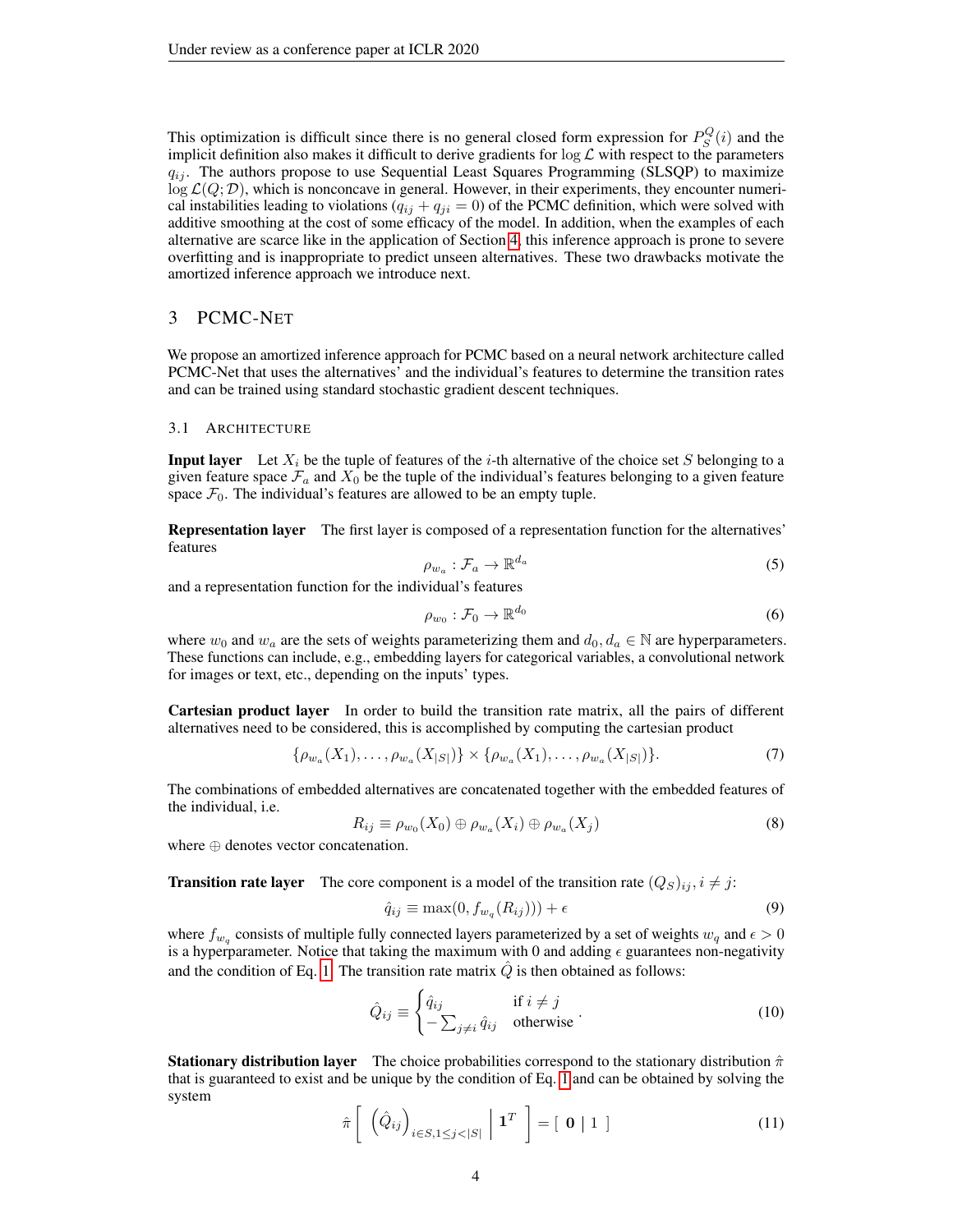This optimization is difficult since there is no general closed form expression for $P_S^Q(i)$ and the implicit definition also makes it difficult to derive gradients for $\log \mathcal{L}$ with respect to the parameters $q_{ij}$. The authors propose to use Sequential Least Squares Programming (SLSQP) to maximize $\log \mathcal{L}(Q; \mathcal{D})$, which is nonconcave in general. However, in their experiments, they encounter numerical instabilities leading to violations $(q_{ij} + q_{ji} = 0)$ of the PCMC definition, which were solved with additive smoothing at the cost of some efficacy of the model. In addition, when the examples of each alternative are scarce like in the application of Section 4, this inference approach is prone to severe overfitting and is inappropriate to predict unseen alternatives. These two drawbacks motivate the amortized inference approach we introduce next.

## 3 PCMC-Net

We propose an amortized inference approach for PCMC based on a neural network architecture called PCMC-Net that uses the alternatives' and the individual's features to determine the transition rates and can be trained using standard stochastic gradient descent techniques.

### 3.1 Architecture

**Input layer** Let $X_i$ be the tuple of features of the $i$-th alternative of the choice set $S$ belonging to a given feature space $\mathcal{F}_a$ and $X_0$ be the tuple of the individual's features belonging to a given feature space $\mathcal{F}_0$. The individual's features are allowed to be an empty tuple.

**Representation layer** The first layer is composed of a representation function for the alternatives' features

$$\rho_{w_a} : \mathcal{F}_a \to \mathbb{R}^{d_a} \tag{5}$$

and a representation function for the individual's features

$$\rho_{w_0} : \mathcal{F}_0 \to \mathbb{R}^{d_0} \tag{6}$$

where $w_0$ and $w_a$ are the sets of weights parameterizing them and $d_0, d_a \in \mathbb{N}$ are hyperparameters. These functions can include, e.g., embedding layers for categorical variables, a convolutional network for images or text, etc., depending on the inputs' types.

**Cartesian product layer** In order to build the transition rate matrix, all the pairs of different alternatives need to be considered, this is accomplished by computing the cartesian product

$$\{\rho_{w_a}(X_1), \ldots, \rho_{w_a}(X_{|S|})\} \times \{\rho_{w_a}(X_1), \ldots, \rho_{w_a}(X_{|S|})\}. \tag{7}$$

The combinations of embedded alternatives are concatenated together with the embedded features of the individual, i.e.

$$R_{ij} \equiv \rho_{w_0}(X_0) \oplus \rho_{w_a}(X_i) \oplus \rho_{w_a}(X_j) \tag{8}$$

where $\oplus$ denotes vector concatenation.

**Transition rate layer** The core component is a model of the transition rate $(Q_S)_{ij}, i \neq j$:

$$\hat{q}_{ij} \equiv \max(0, f_{w_q}(R_{ij}))) + \epsilon \tag{9}$$

where $f_{w_q}$ consists of multiple fully connected layers parameterized by a set of weights $w_q$ and $\epsilon > 0$ is a hyperparameter. Notice that taking the maximum with 0 and adding $\epsilon$ guarantees non-negativity and the condition of Eq. 1. The transition rate matrix $\hat{Q}$ is then obtained as follows:

$$\hat{Q}_{ij} \equiv \begin{cases} \hat{q}_{ij} & \text{if } i \neq j \\ -\sum_{j \neq i} \hat{q}_{ij} & \text{otherwise} \end{cases}. \tag{10}$$

**Stationary distribution layer** The choice probabilities correspond to the stationary distribution $\hat{\pi}$ that is guaranteed to exist and be unique by the condition of Eq. 1 and can be obtained by solving the system

$$\hat{\pi} \left[ \begin{array}{c|c} \left(\hat{Q}_{ij}\right)_{i \in S, 1 \leq j < |S|} & \mathbf{1}^T \end{array} \right] = \left[ \begin{array}{c|c} \mathbf{0} & 1 \end{array} \right] \tag{11}$$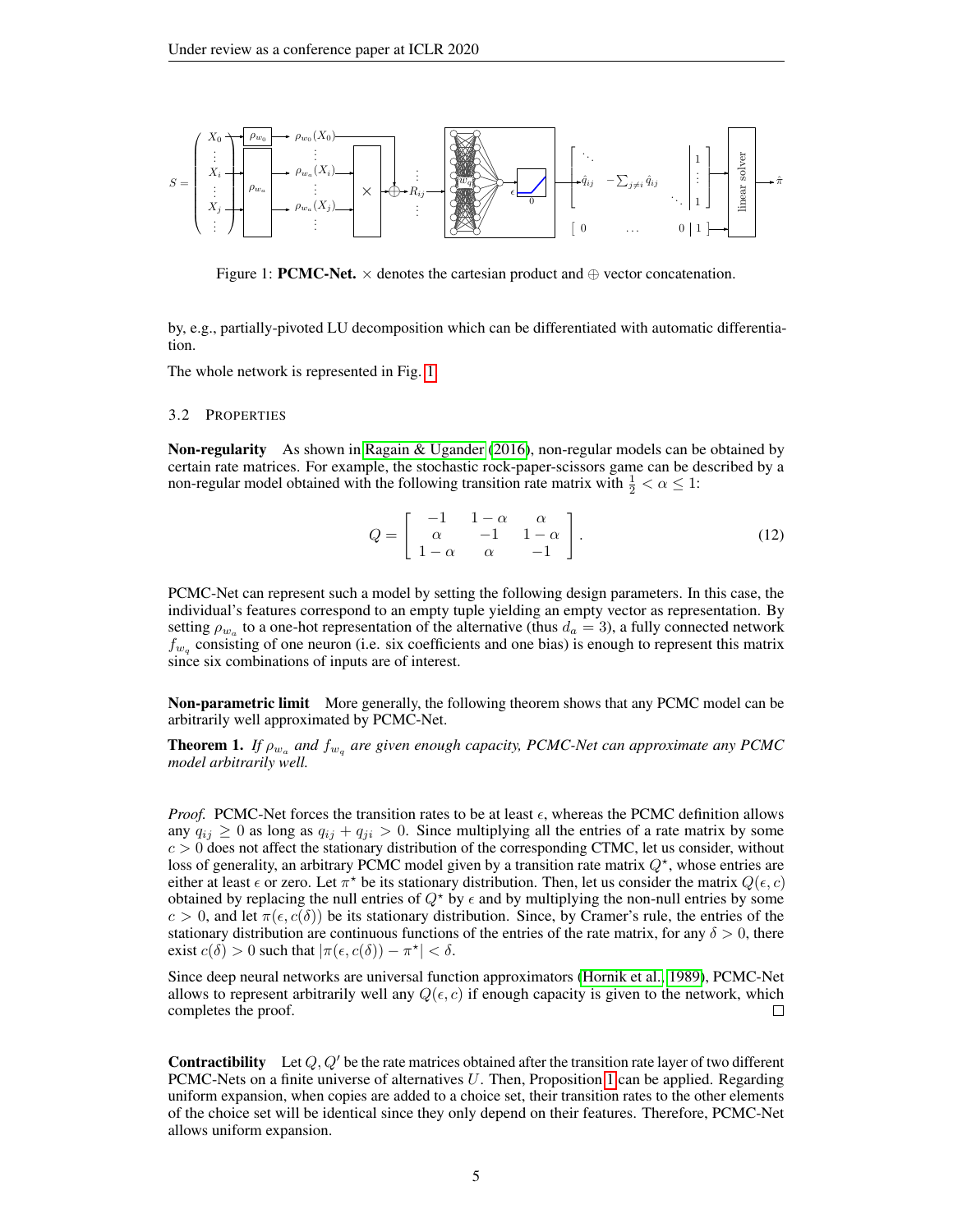Figure 1: **PCMC-Net.** $\times$ denotes the cartesian product and $\oplus$ vector concatenation.

by, e.g., partially-pivoted LU decomposition which can be differentiated with automatic differentiation.

The whole network is represented in Fig. 1.

### 3.2 Properties

**Non-regularity** As shown in Ragain & Ugander (2016), non-regular models can be obtained by certain rate matrices. For example, the stochastic rock-paper-scissors game can be described by a non-regular model obtained with the following transition rate matrix with $\frac{1}{2} < \alpha \leq 1$:

$$Q = \begin{bmatrix} -1 & 1-\alpha & \alpha \\ \alpha & -1 & 1-\alpha \\ 1-\alpha & \alpha & -1 \end{bmatrix}. \tag{12}$$

PCMC-Net can represent such a model by setting the following design parameters. In this case, the individual's features correspond to an empty tuple yielding an empty vector as representation. By setting $\rho_{w_a}$ to a one-hot representation of the alternative (thus $d_a = 3$), a fully connected network $f_{w_q}$ consisting of one neuron (i.e. six coefficients and one bias) is enough to represent this matrix since six combinations of inputs are of interest.

**Non-parametric limit** More generally, the following theorem shows that any PCMC model can be arbitrarily well approximated by PCMC-Net.

**Theorem 1.** *If $\rho_{w_a}$ and $f_{w_q}$ are given enough capacity, PCMC-Net can approximate any PCMC model arbitrarily well.*

*Proof.* PCMC-Net forces the transition rates to be at least $\epsilon$, whereas the PCMC definition allows any $q_{ij} \geq 0$ as long as $q_{ij} + q_{ji} > 0$. Since multiplying all the entries of a rate matrix by some $c > 0$ does not affect the stationary distribution of the corresponding CTMC, let us consider, without loss of generality, an arbitrary PCMC model given by a transition rate matrix $Q^\star$, whose entries are either at least $\epsilon$ or zero. Let $\pi^\star$ be its stationary distribution. Then, let us consider the matrix $Q(\epsilon, c)$ obtained by replacing the null entries of $Q^\star$ by $\epsilon$ and by multiplying the non-null entries by some $c > 0$, and let $\pi(\epsilon, c(\delta))$ be its stationary distribution. Since, by Cramer's rule, the entries of the stationary distribution are continuous functions of the entries of the rate matrix, for any $\delta > 0$, there exist $c(\delta) > 0$ such that $|\pi(\epsilon, c(\delta)) - \pi^\star| < \delta$.

Since deep neural networks are universal function approximators (Hornik et al., 1989), PCMC-Net allows to represent arbitrarily well any $Q(\epsilon, c)$ if enough capacity is given to the network, which completes the proof. $\square$

**Contractibility** Let $Q, Q'$ be the rate matrices obtained after the transition rate layer of two different PCMC-Nets on a finite universe of alternatives $U$. Then, Proposition 1 can be applied. Regarding uniform expansion, when copies are added to a choice set, their transition rates to the other elements of the choice set will be identical since they only depend on their features. Therefore, PCMC-Net allows uniform expansion.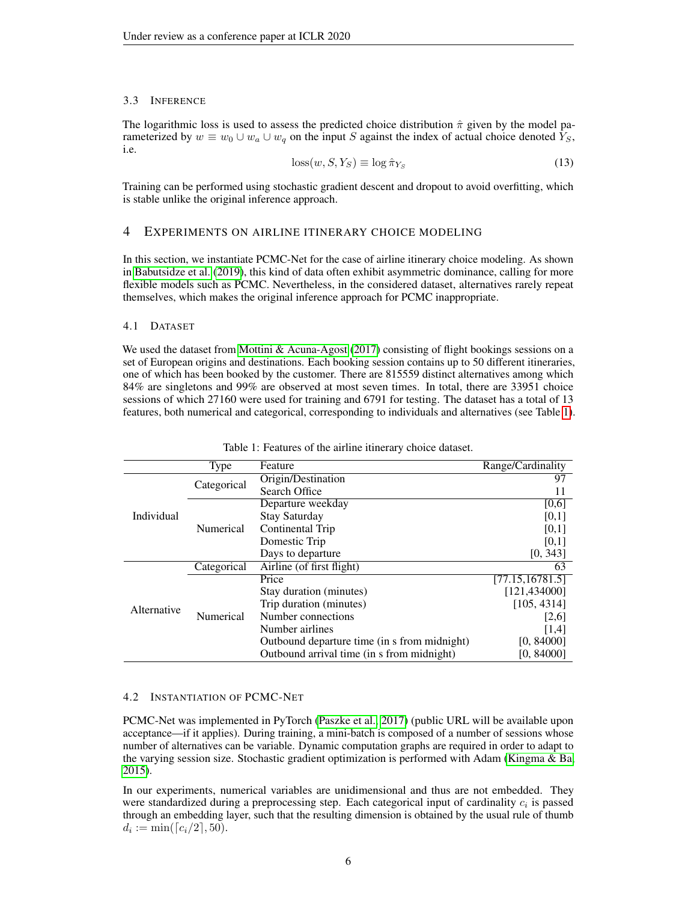### 3.3 INFERENCE

The logarithmic loss is used to assess the predicted choice distribution $\hat{\pi}$ given by the model parameterized by $w \equiv w_0 \cup w_a \cup w_q$ on the input $S$ against the index of actual choice denoted $Y_S$, i.e.

$$\text{loss}(w, S, Y_S) \equiv \log \hat{\pi}_{Y_S} \tag{13}$$

Training can be performed using stochastic gradient descent and dropout to avoid overfitting, which is stable unlike the original inference approach.

## 4 EXPERIMENTS ON AIRLINE ITINERARY CHOICE MODELING

In this section, we instantiate PCMC-Net for the case of airline itinerary choice modeling. As shown in Babutsidze et al. (2019), this kind of data often exhibit asymmetric dominance, calling for more flexible models such as PCMC. Nevertheless, in the considered dataset, alternatives rarely repeat themselves, which makes the original inference approach for PCMC inappropriate.

### 4.1 DATASET

We used the dataset from Mottini & Acuna-Agost (2017) consisting of flight bookings sessions on a set of European origins and destinations. Each booking session contains up to 50 different itineraries, one of which has been booked by the customer. There are 815559 distinct alternatives among which 84% are singletons and 99% are observed at most seven times. In total, there are 33951 choice sessions of which 27160 were used for training and 6791 for testing. The dataset has a total of 13 features, both numerical and categorical, corresponding to individuals and alternatives (see Table 1).

Table 1: Features of the airline itinerary choice dataset.

| | Type | Feature | Range/Cardinality |
|---|---|---|---|
| Individual | Categorical | Origin/Destination | 97 |
| | | Search Office | 11 |
| | Numerical | Departure weekday | [0,6] |
| | | Stay Saturday | [0,1] |
| | | Continental Trip | [0,1] |
| | | Domestic Trip | [0,1] |
| | | Days to departure | [0, 343] |
| Alternative | Categorical | Airline (of first flight) | 63 |
| | Numerical | Price | [77.15,16781.5] |
| | | Stay duration (minutes) | [121,434000] |
| | | Trip duration (minutes) | [105, 4314] |
| | | Number connections | [2,6] |
| | | Number airlines | [1,4] |
| | | Outbound departure time (in s from midnight) | [0, 84000] |
| | | Outbound arrival time (in s from midnight) | [0, 84000] |

### 4.2 INSTANTIATION OF PCMC-NET

PCMC-Net was implemented in PyTorch (Paszke et al., 2017) (public URL will be available upon acceptance—if it applies). During training, a mini-batch is composed of a number of sessions whose number of alternatives can be variable. Dynamic computation graphs are required in order to adapt to the varying session size. Stochastic gradient optimization is performed with Adam (Kingma & Ba, 2015).

In our experiments, numerical variables are unidimensional and thus are not embedded. They were standardized during a preprocessing step. Each categorical input of cardinality $c_i$ is passed through an embedding layer, such that the resulting dimension is obtained by the usual rule of thumb $d_i := \min(\lceil c_i/2 \rceil, 50)$.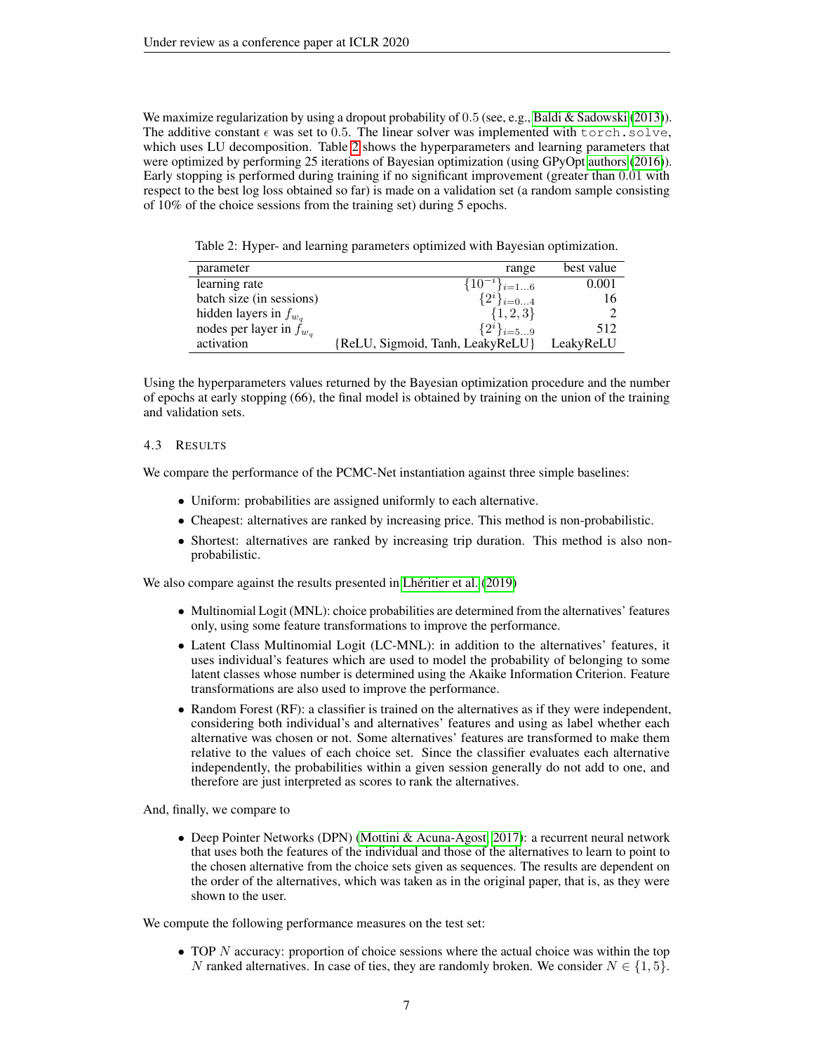We maximize regularization by using a dropout probability of $0.5$ (see, e.g., Baldi & Sadowski (2013)). The additive constant $\epsilon$ was set to $0.5$. The linear solver was implemented with `torch.solve`, which uses LU decomposition. Table 2 shows the hyperparameters and learning parameters that were optimized by performing 25 iterations of Bayesian optimization (using GPyOpt authors (2016)). Early stopping is performed during training if no significant improvement (greater than $0.01$ with respect to the best log loss obtained so far) is made on a validation set (a random sample consisting of 10% of the choice sessions from the training set) during 5 epochs.

Table 2: Hyper- and learning parameters optimized with Bayesian optimization.

| parameter | range | best value |
|---|---|---|
| learning rate | $\{10^{-i}\}_{i=1\ldots6}$ | 0.001 |
| batch size (in sessions) | $\{2^i\}_{i=0\ldots4}$ | 16 |
| hidden layers in $f_{w_q}$ | $\{1, 2, 3\}$ | 2 |
| nodes per layer in $f_{w_q}$ | $\{2^i\}_{i=5\ldots9}$ | 512 |
| activation | {ReLU, Sigmoid, Tanh, LeakyReLU} | LeakyReLU |

Using the hyperparameters values returned by the Bayesian optimization procedure and the number of epochs at early stopping (66), the final model is obtained by training on the union of the training and validation sets.

### 4.3 Results

We compare the performance of the PCMC-Net instantiation against three simple baselines:

- Uniform: probabilities are assigned uniformly to each alternative.
- Cheapest: alternatives are ranked by increasing price. This method is non-probabilistic.
- Shortest: alternatives are ranked by increasing trip duration. This method is also non-probabilistic.

We also compare against the results presented in Lhéritier et al. (2019)

- Multinomial Logit (MNL): choice probabilities are determined from the alternatives' features only, using some feature transformations to improve the performance.
- Latent Class Multinomial Logit (LC-MNL): in addition to the alternatives' features, it uses individual's features which are used to model the probability of belonging to some latent classes whose number is determined using the Akaike Information Criterion. Feature transformations are also used to improve the performance.
- Random Forest (RF): a classifier is trained on the alternatives as if they were independent, considering both individual's and alternatives' features and using as label whether each alternative was chosen or not. Some alternatives' features are transformed to make them relative to the values of each choice set. Since the classifier evaluates each alternative independently, the probabilities within a given session generally do not add to one, and therefore are just interpreted as scores to rank the alternatives.

And, finally, we compare to

- Deep Pointer Networks (DPN) (Mottini & Acuna-Agost, 2017): a recurrent neural network that uses both the features of the individual and those of the alternatives to learn to point to the chosen alternative from the choice sets given as sequences. The results are dependent on the order of the alternatives, which was taken as in the original paper, that is, as they were shown to the user.

We compute the following performance measures on the test set:

- TOP $N$ accuracy: proportion of choice sessions where the actual choice was within the top $N$ ranked alternatives. In case of ties, they are randomly broken. We consider $N \in \{1, 5\}$.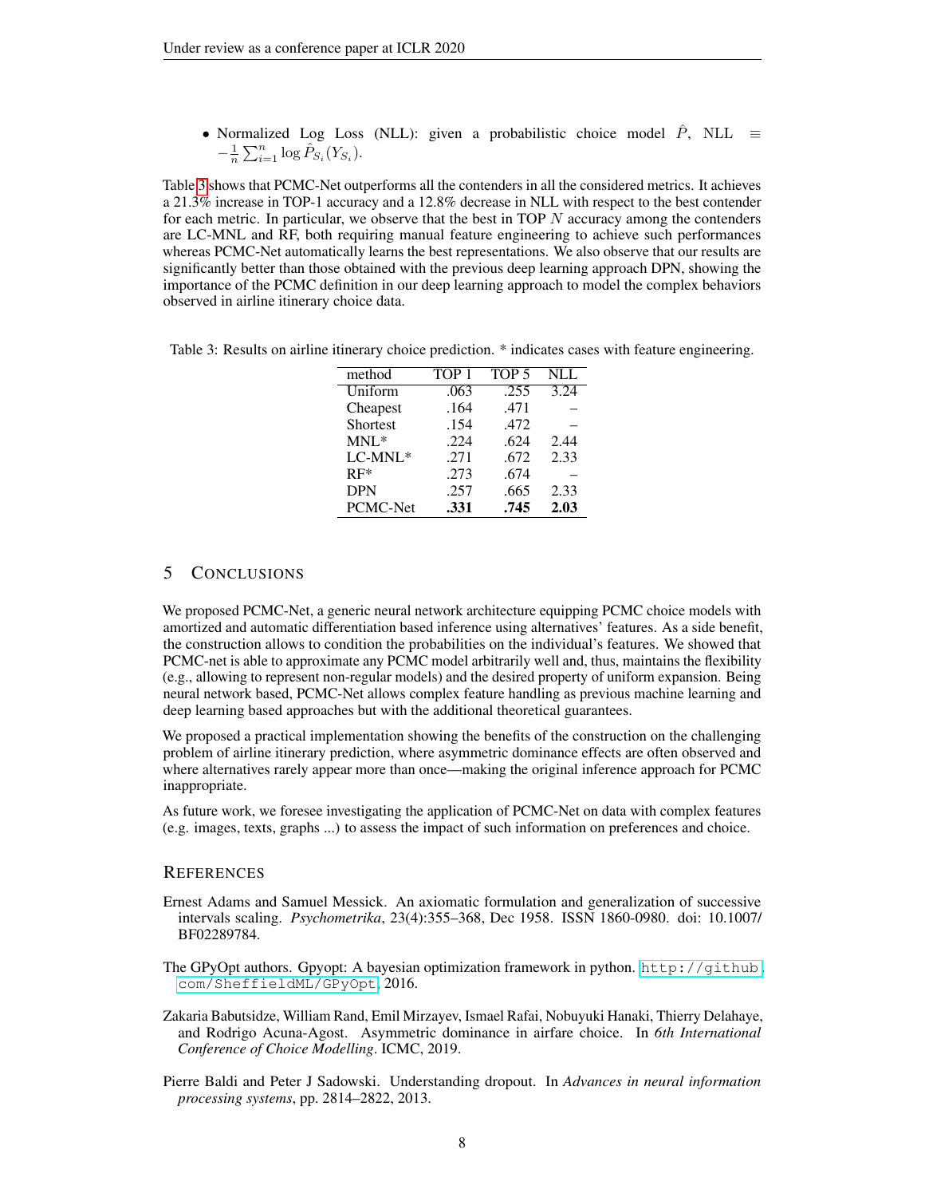- Normalized Log Loss (NLL): given a probabilistic choice model $\hat{P}$, NLL $\equiv -\frac{1}{n}\sum_{i=1}^{n}\log \hat{P}_{S_i}(Y_{S_i})$.

Table 3 shows that PCMC-Net outperforms all the contenders in all the considered metrics. It achieves a 21.3% increase in TOP-1 accuracy and a 12.8% decrease in NLL with respect to the best contender for each metric. In particular, we observe that the best in TOP $N$ accuracy among the contenders are LC-MNL and RF, both requiring manual feature engineering to achieve such performances whereas PCMC-Net automatically learns the best representations. We also observe that our results are significantly better than those obtained with the previous deep learning approach DPN, showing the importance of the PCMC definition in our deep learning approach to model the complex behaviors observed in airline itinerary choice data.

Table 3: Results on airline itinerary choice prediction. * indicates cases with feature engineering.

| method | TOP 1 | TOP 5 | NLL |
|---|---|---|---|
| Uniform | .063 | .255 | 3.24 |
| Cheapest | .164 | .471 | – |
| Shortest | .154 | .472 | – |
| MNL* | .224 | .624 | 2.44 |
| LC-MNL* | .271 | .672 | 2.33 |
| RF* | .273 | .674 | – |
| DPN | .257 | .665 | 2.33 |
| PCMC-Net | **.331** | **.745** | **2.03** |

## 5 Conclusions

We proposed PCMC-Net, a generic neural network architecture equipping PCMC choice models with amortized and automatic differentiation based inference using alternatives' features. As a side benefit, the construction allows to condition the probabilities on the individual's features. We showed that PCMC-net is able to approximate any PCMC model arbitrarily well and, thus, maintains the flexibility (e.g., allowing to represent non-regular models) and the desired property of uniform expansion. Being neural network based, PCMC-Net allows complex feature handling as previous machine learning and deep learning based approaches but with the additional theoretical guarantees.

We proposed a practical implementation showing the benefits of the construction on the challenging problem of airline itinerary prediction, where asymmetric dominance effects are often observed and where alternatives rarely appear more than once—making the original inference approach for PCMC inappropriate.

As future work, we foresee investigating the application of PCMC-Net on data with complex features (e.g. images, texts, graphs ...) to assess the impact of such information on preferences and choice.

## References

Ernest Adams and Samuel Messick. An axiomatic formulation and generalization of successive intervals scaling. *Psychometrika*, 23(4):355–368, Dec 1958. ISSN 1860-0980. doi: 10.1007/BF02289784.

The GPyOpt authors. Gpyopt: A bayesian optimization framework in python. http://github.com/SheffieldML/GPyOpt, 2016.

Zakaria Babutsidze, William Rand, Emil Mirzayev, Ismael Rafai, Nobuyuki Hanaki, Thierry Delahaye, and Rodrigo Acuna-Agost. Asymmetric dominance in airfare choice. In *6th International Conference of Choice Modelling*. ICMC, 2019.

Pierre Baldi and Peter J Sadowski. Understanding dropout. In *Advances in neural information processing systems*, pp. 2814–2822, 2013.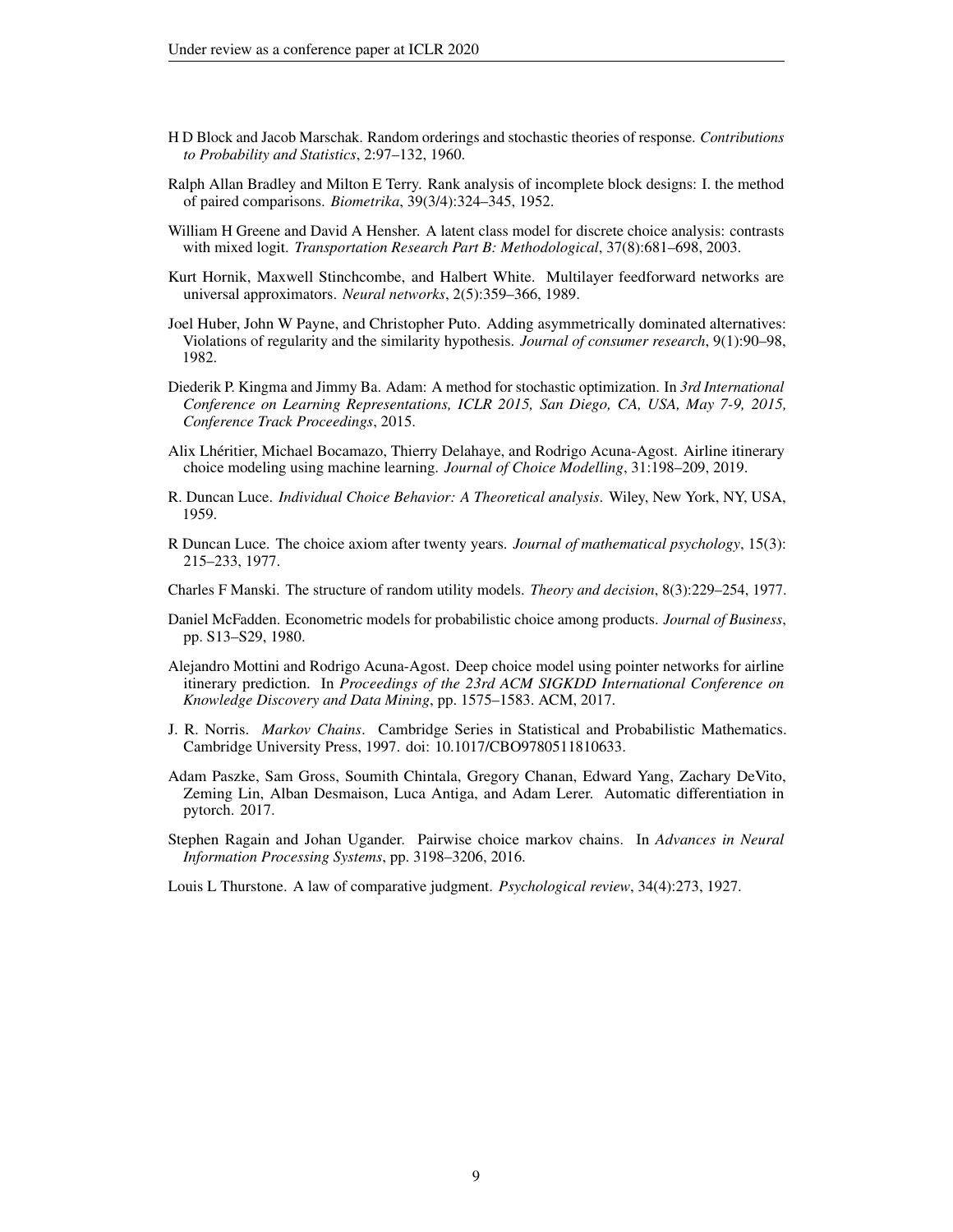H D Block and Jacob Marschak. Random orderings and stochastic theories of response. *Contributions to Probability and Statistics*, 2:97–132, 1960.

Ralph Allan Bradley and Milton E Terry. Rank analysis of incomplete block designs: I. the method of paired comparisons. *Biometrika*, 39(3/4):324–345, 1952.

William H Greene and David A Hensher. A latent class model for discrete choice analysis: contrasts with mixed logit. *Transportation Research Part B: Methodological*, 37(8):681–698, 2003.

Kurt Hornik, Maxwell Stinchcombe, and Halbert White. Multilayer feedforward networks are universal approximators. *Neural networks*, 2(5):359–366, 1989.

Joel Huber, John W Payne, and Christopher Puto. Adding asymmetrically dominated alternatives: Violations of regularity and the similarity hypothesis. *Journal of consumer research*, 9(1):90–98, 1982.

Diederik P. Kingma and Jimmy Ba. Adam: A method for stochastic optimization. In *3rd International Conference on Learning Representations, ICLR 2015, San Diego, CA, USA, May 7-9, 2015, Conference Track Proceedings*, 2015.

Alix Lhéritier, Michael Bocamazo, Thierry Delahaye, and Rodrigo Acuna-Agost. Airline itinerary choice modeling using machine learning. *Journal of Choice Modelling*, 31:198–209, 2019.

R. Duncan Luce. *Individual Choice Behavior: A Theoretical analysis*. Wiley, New York, NY, USA, 1959.

R Duncan Luce. The choice axiom after twenty years. *Journal of mathematical psychology*, 15(3): 215–233, 1977.

Charles F Manski. The structure of random utility models. *Theory and decision*, 8(3):229–254, 1977.

Daniel McFadden. Econometric models for probabilistic choice among products. *Journal of Business*, pp. S13–S29, 1980.

Alejandro Mottini and Rodrigo Acuna-Agost. Deep choice model using pointer networks for airline itinerary prediction. In *Proceedings of the 23rd ACM SIGKDD International Conference on Knowledge Discovery and Data Mining*, pp. 1575–1583. ACM, 2017.

J. R. Norris. *Markov Chains*. Cambridge Series in Statistical and Probabilistic Mathematics. Cambridge University Press, 1997. doi: 10.1017/CBO9780511810633.

Adam Paszke, Sam Gross, Soumith Chintala, Gregory Chanan, Edward Yang, Zachary DeVito, Zeming Lin, Alban Desmaison, Luca Antiga, and Adam Lerer. Automatic differentiation in pytorch. 2017.

Stephen Ragain and Johan Ugander. Pairwise choice markov chains. In *Advances in Neural Information Processing Systems*, pp. 3198–3206, 2016.

Louis L Thurstone. A law of comparative judgment. *Psychological review*, 34(4):273, 1927.